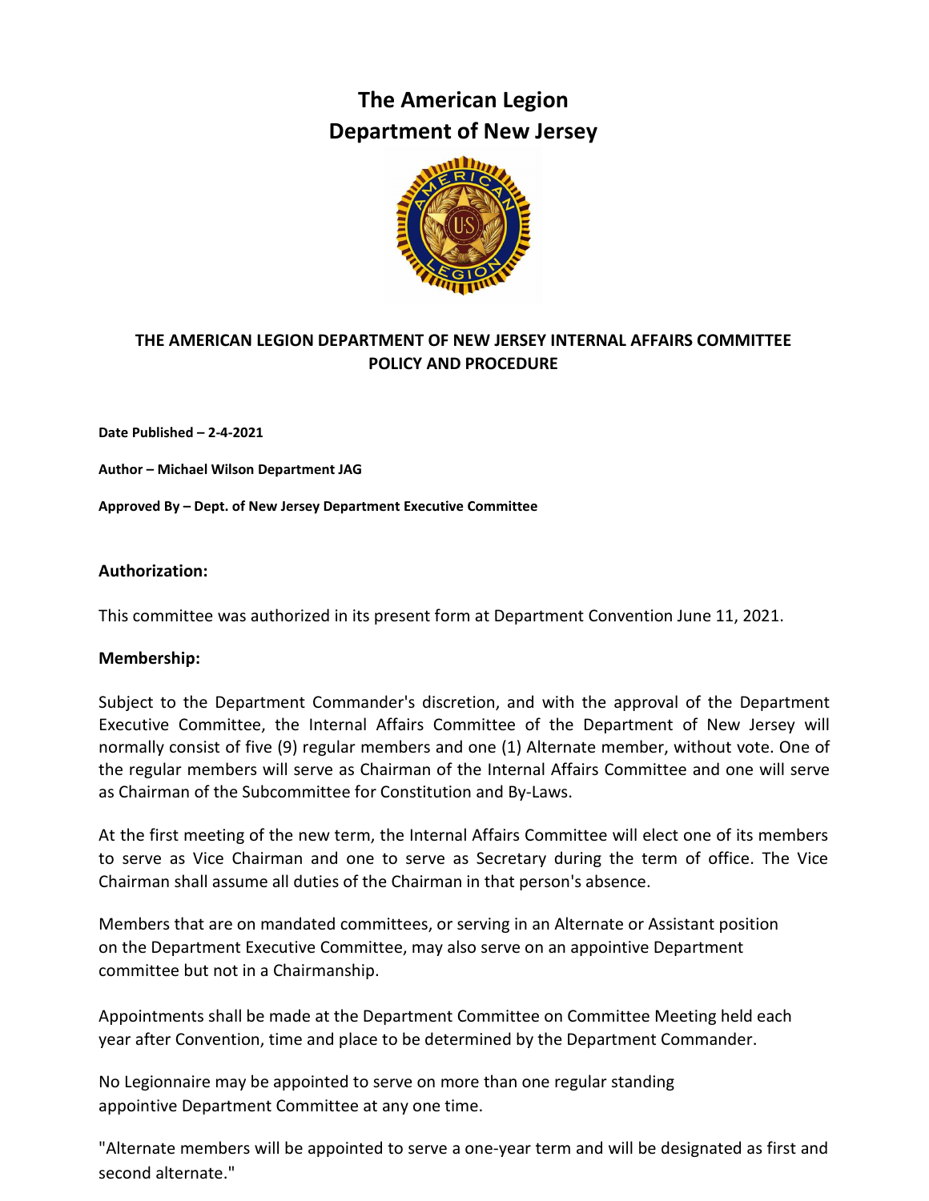# The American Legion
# Department of New Jersey

## THE AMERICAN LEGION DEPARTMENT OF NEW JERSEY INTERNAL AFFAIRS COMMITTEE POLICY AND PROCEDURE

**Date Published – 2-4-2021**

**Author – Michael Wilson Department JAG**

**Approved By – Dept. of New Jersey Department Executive Committee**

### Authorization:

This committee was authorized in its present form at Department Convention June 11, 2021.

### Membership:

Subject to the Department Commander's discretion, and with the approval of the Department Executive Committee, the Internal Affairs Committee of the Department of New Jersey will normally consist of five (9) regular members and one (1) Alternate member, without vote. One of the regular members will serve as Chairman of the Internal Affairs Committee and one will serve as Chairman of the Subcommittee for Constitution and By-Laws.

At the first meeting of the new term, the Internal Affairs Committee will elect one of its members to serve as Vice Chairman and one to serve as Secretary during the term of office. The Vice Chairman shall assume all duties of the Chairman in that person's absence.

Members that are on mandated committees, or serving in an Alternate or Assistant position on the Department Executive Committee, may also serve on an appointive Department committee but not in a Chairmanship.

Appointments shall be made at the Department Committee on Committee Meeting held each year after Convention, time and place to be determined by the Department Commander.

No Legionnaire may be appointed to serve on more than one regular standing appointive Department Committee at any one time.

"Alternate members will be appointed to serve a one-year term and will be designated as first and second alternate."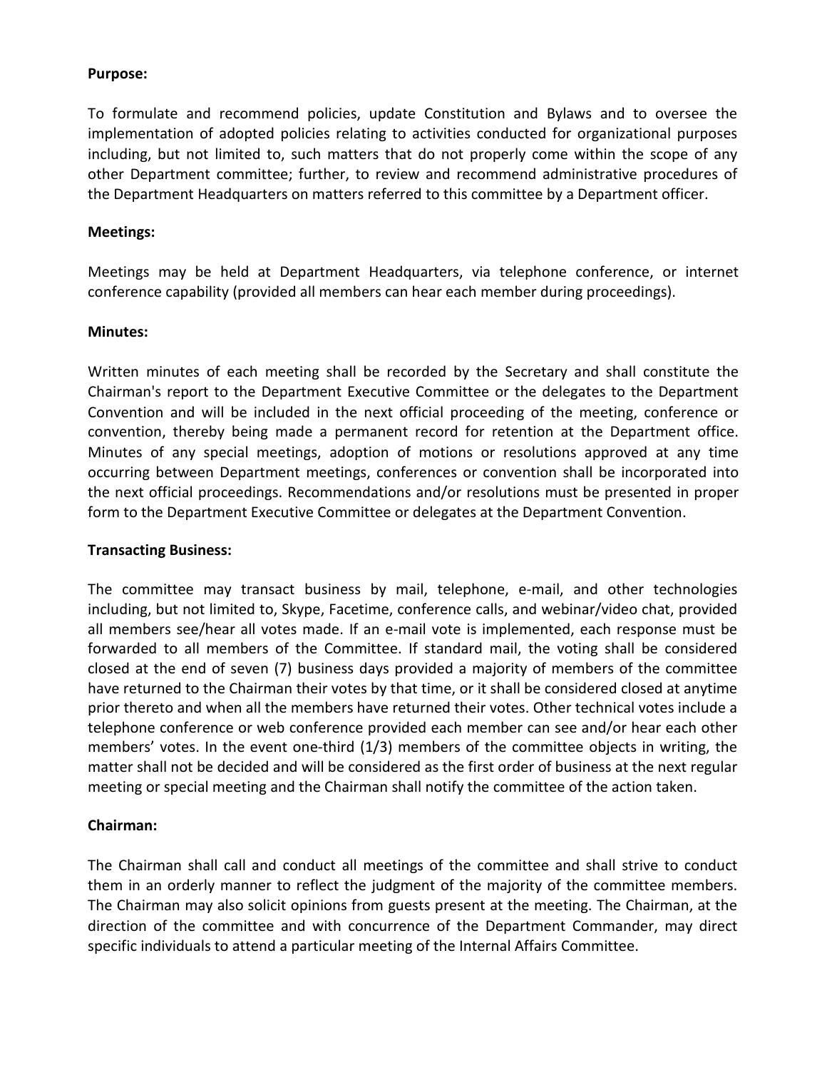**Purpose:**

To formulate and recommend policies, update Constitution and Bylaws and to oversee the implementation of adopted policies relating to activities conducted for organizational purposes including, but not limited to, such matters that do not properly come within the scope of any other Department committee; further, to review and recommend administrative procedures of the Department Headquarters on matters referred to this committee by a Department officer.

**Meetings:**

Meetings may be held at Department Headquarters, via telephone conference, or internet conference capability (provided all members can hear each member during proceedings).

**Minutes:**

Written minutes of each meeting shall be recorded by the Secretary and shall constitute the Chairman's report to the Department Executive Committee or the delegates to the Department Convention and will be included in the next official proceeding of the meeting, conference or convention, thereby being made a permanent record for retention at the Department office. Minutes of any special meetings, adoption of motions or resolutions approved at any time occurring between Department meetings, conferences or convention shall be incorporated into the next official proceedings. Recommendations and/or resolutions must be presented in proper form to the Department Executive Committee or delegates at the Department Convention.

**Transacting Business:**

The committee may transact business by mail, telephone, e-mail, and other technologies including, but not limited to, Skype, Facetime, conference calls, and webinar/video chat, provided all members see/hear all votes made. If an e-mail vote is implemented, each response must be forwarded to all members of the Committee. If standard mail, the voting shall be considered closed at the end of seven (7) business days provided a majority of members of the committee have returned to the Chairman their votes by that time, or it shall be considered closed at anytime prior thereto and when all the members have returned their votes. Other technical votes include a telephone conference or web conference provided each member can see and/or hear each other members' votes. In the event one-third (1/3) members of the committee objects in writing, the matter shall not be decided and will be considered as the first order of business at the next regular meeting or special meeting and the Chairman shall notify the committee of the action taken.

**Chairman:**

The Chairman shall call and conduct all meetings of the committee and shall strive to conduct them in an orderly manner to reflect the judgment of the majority of the committee members. The Chairman may also solicit opinions from guests present at the meeting. The Chairman, at the direction of the committee and with concurrence of the Department Commander, may direct specific individuals to attend a particular meeting of the Internal Affairs Committee.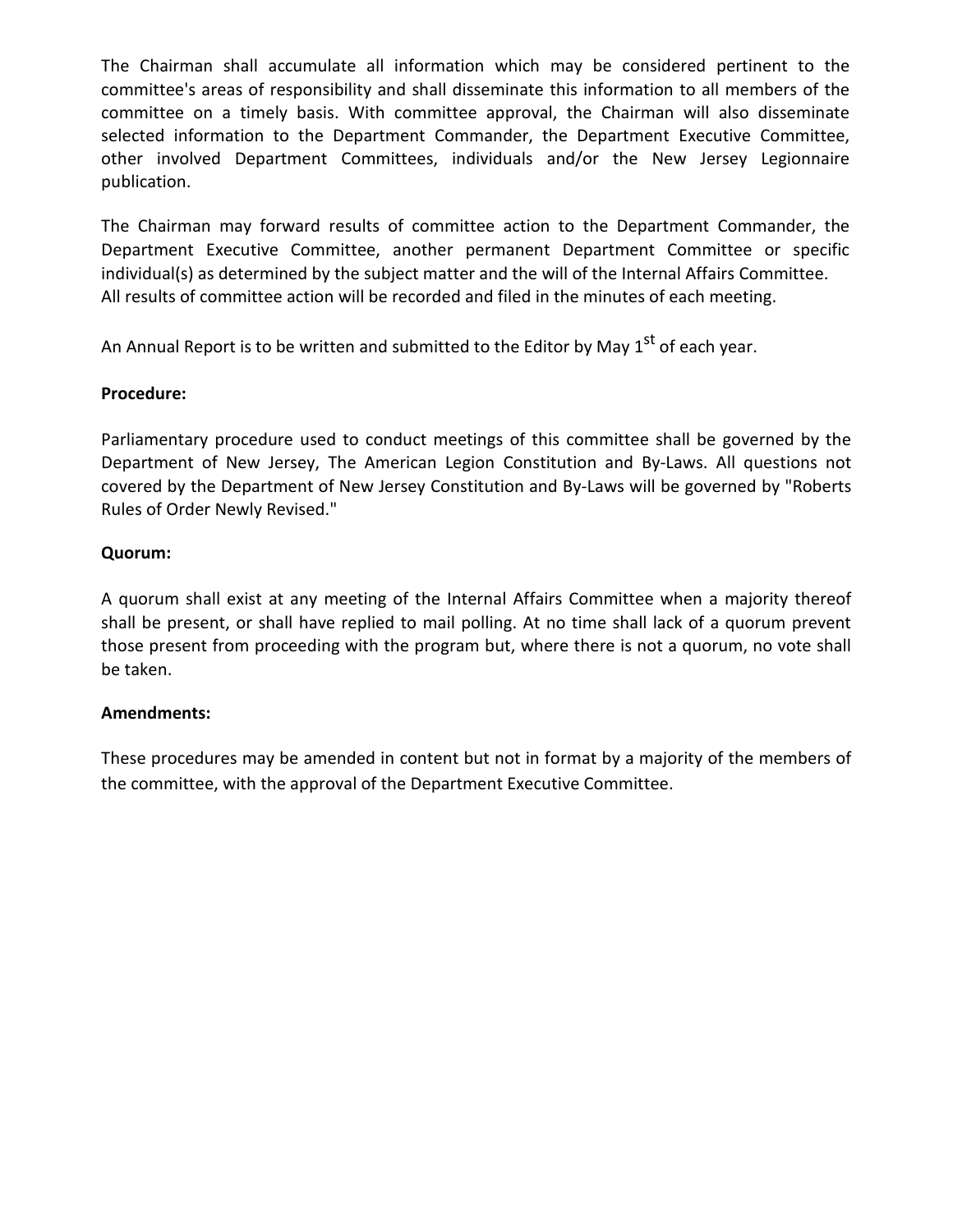The Chairman shall accumulate all information which may be considered pertinent to the committee's areas of responsibility and shall disseminate this information to all members of the committee on a timely basis. With committee approval, the Chairman will also disseminate selected information to the Department Commander, the Department Executive Committee, other involved Department Committees, individuals and/or the New Jersey Legionnaire publication.

The Chairman may forward results of committee action to the Department Commander, the Department Executive Committee, another permanent Department Committee or specific individual(s) as determined by the subject matter and the will of the Internal Affairs Committee. All results of committee action will be recorded and filed in the minutes of each meeting.

An Annual Report is to be written and submitted to the Editor by May 1st of each year.

**Procedure:**

Parliamentary procedure used to conduct meetings of this committee shall be governed by the Department of New Jersey, The American Legion Constitution and By-Laws. All questions not covered by the Department of New Jersey Constitution and By-Laws will be governed by "Roberts Rules of Order Newly Revised."

**Quorum:**

A quorum shall exist at any meeting of the Internal Affairs Committee when a majority thereof shall be present, or shall have replied to mail polling. At no time shall lack of a quorum prevent those present from proceeding with the program but, where there is not a quorum, no vote shall be taken.

**Amendments:**

These procedures may be amended in content but not in format by a majority of the members of the committee, with the approval of the Department Executive Committee.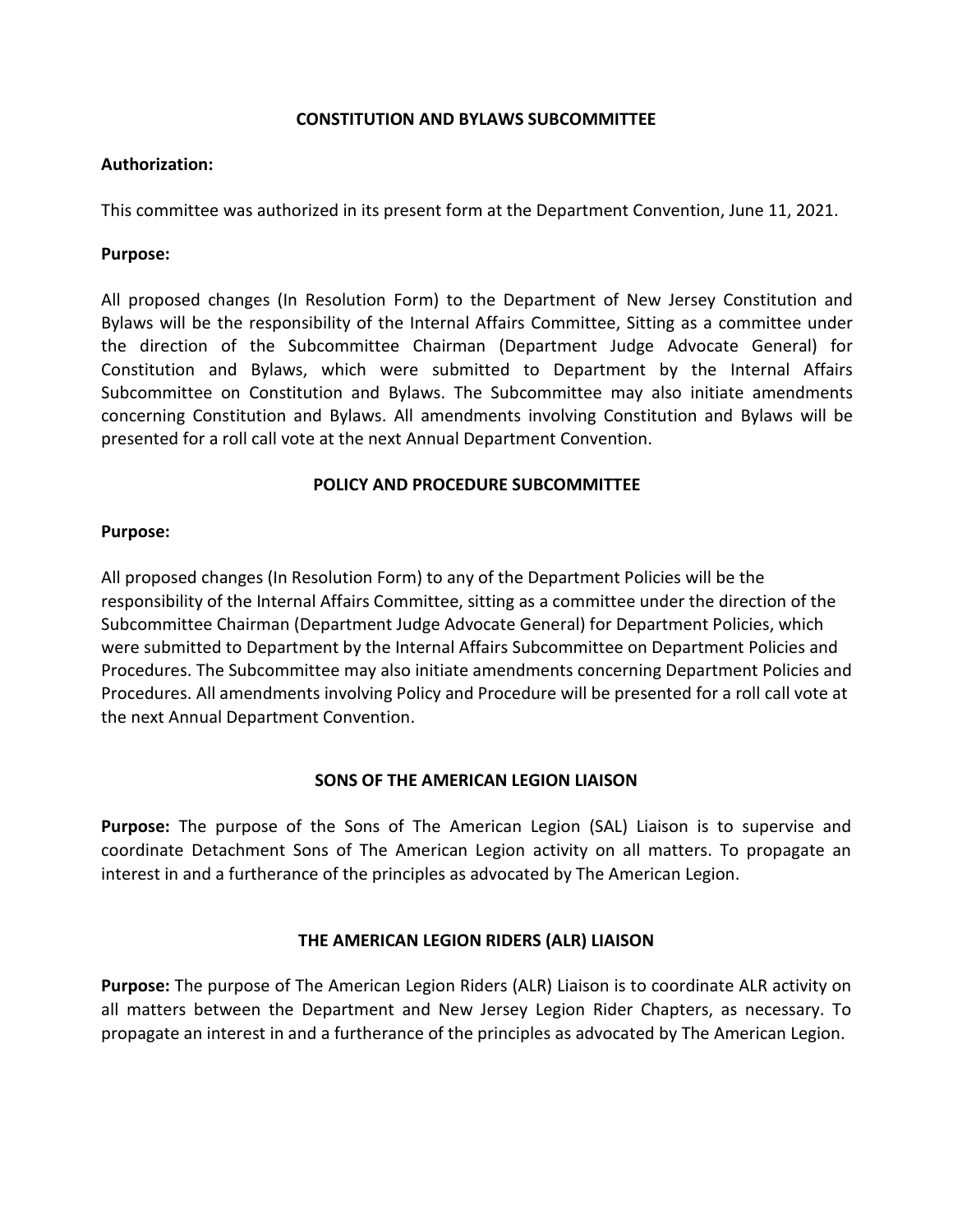## CONSTITUTION AND BYLAWS SUBCOMMITTEE

**Authorization:**

This committee was authorized in its present form at the Department Convention, June 11, 2021.

**Purpose:**

All proposed changes (In Resolution Form) to the Department of New Jersey Constitution and Bylaws will be the responsibility of the Internal Affairs Committee, Sitting as a committee under the direction of the Subcommittee Chairman (Department Judge Advocate General) for Constitution and Bylaws, which were submitted to Department by the Internal Affairs Subcommittee on Constitution and Bylaws. The Subcommittee may also initiate amendments concerning Constitution and Bylaws. All amendments involving Constitution and Bylaws will be presented for a roll call vote at the next Annual Department Convention.

## POLICY AND PROCEDURE SUBCOMMITTEE

**Purpose:**

All proposed changes (In Resolution Form) to any of the Department Policies will be the responsibility of the Internal Affairs Committee, sitting as a committee under the direction of the Subcommittee Chairman (Department Judge Advocate General) for Department Policies, which were submitted to Department by the Internal Affairs Subcommittee on Department Policies and Procedures. The Subcommittee may also initiate amendments concerning Department Policies and Procedures. All amendments involving Policy and Procedure will be presented for a roll call vote at the next Annual Department Convention.

## SONS OF THE AMERICAN LEGION LIAISON

**Purpose:** The purpose of the Sons of The American Legion (SAL) Liaison is to supervise and coordinate Detachment Sons of The American Legion activity on all matters. To propagate an interest in and a furtherance of the principles as advocated by The American Legion.

## THE AMERICAN LEGION RIDERS (ALR) LIAISON

**Purpose:** The purpose of The American Legion Riders (ALR) Liaison is to coordinate ALR activity on all matters between the Department and New Jersey Legion Rider Chapters, as necessary. To propagate an interest in and a furtherance of the principles as advocated by The American Legion.